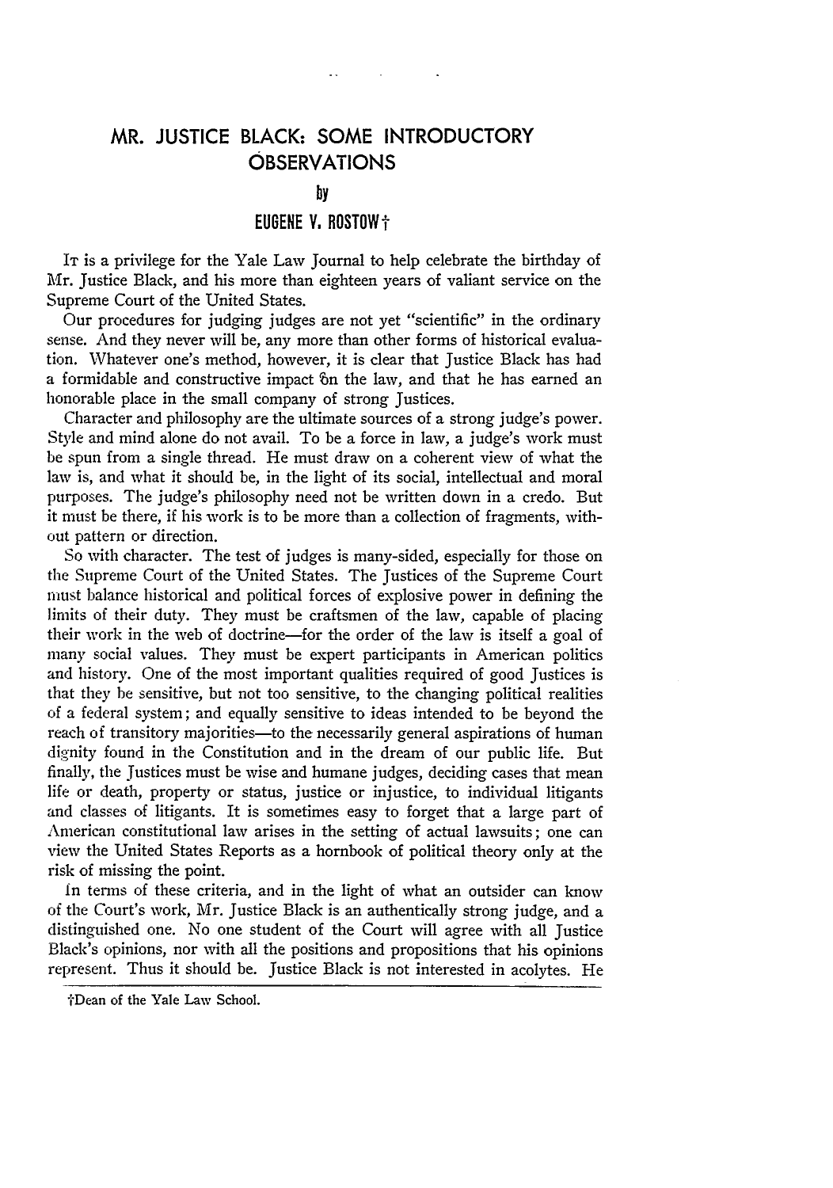# MR. JUSTICE BLACK: SOME INTRODUCTORY OBSERVATIONS

by

**EUGENE V. ROSTOW†**

It is a privilege for the Yale Law Journal to help celebrate the birthday of Mr. Justice Black, and his more than eighteen years of valiant service on the Supreme Court of the United States.

Our procedures for judging judges are not yet "scientific" in the ordinary sense. And they never will be, any more than other forms of historical evaluation. Whatever one's method, however, it is clear that Justice Black has had a formidable and constructive impact on the law, and that he has earned an honorable place in the small company of strong Justices.

Character and philosophy are the ultimate sources of a strong judge's power. Style and mind alone do not avail. To be a force in law, a judge's work must be spun from a single thread. He must draw on a coherent view of what the law is, and what it should be, in the light of its social, intellectual and moral purposes. The judge's philosophy need not be written down in a credo. But it must be there, if his work is to be more than a collection of fragments, without pattern or direction.

So with character. The test of judges is many-sided, especially for those on the Supreme Court of the United States. The Justices of the Supreme Court must balance historical and political forces of explosive power in defining the limits of their duty. They must be craftsmen of the law, capable of placing their work in the web of doctrine—for the order of the law is itself a goal of many social values. They must be expert participants in American politics and history. One of the most important qualities required of good Justices is that they be sensitive, but not too sensitive, to the changing political realities of a federal system; and equally sensitive to ideas intended to be beyond the reach of transitory majorities—to the necessarily general aspirations of human dignity found in the Constitution and in the dream of our public life. But finally, the Justices must be wise and humane judges, deciding cases that mean life or death, property or status, justice or injustice, to individual litigants and classes of litigants. It is sometimes easy to forget that a large part of American constitutional law arises in the setting of actual lawsuits; one can view the United States Reports as a hornbook of political theory only at the risk of missing the point.

In terms of these criteria, and in the light of what an outsider can know of the Court's work, Mr. Justice Black is an authentically strong judge, and a distinguished one. No one student of the Court will agree with all Justice Black's opinions, nor with all the positions and propositions that his opinions represent. Thus it should be. Justice Black is not interested in acolytes. He

†Dean of the Yale Law School.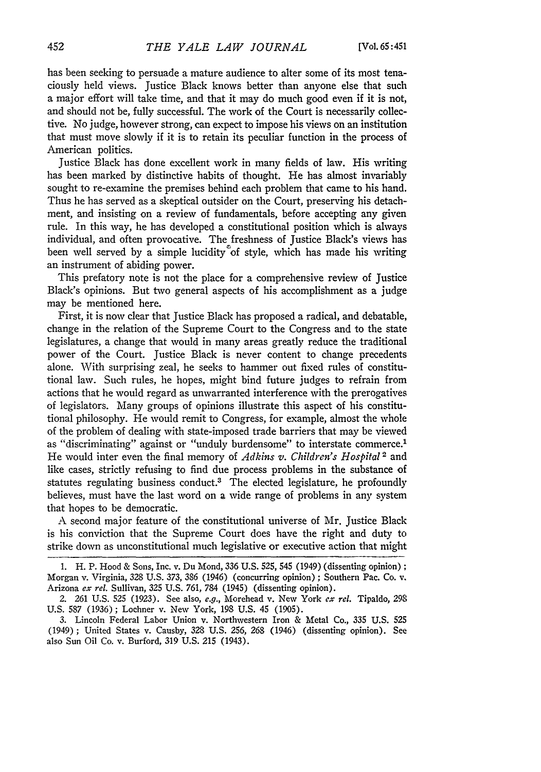has been seeking to persuade a mature audience to alter some of its most tenaciously held views. Justice Black knows better than anyone else that such a major effort will take time, and that it may do much good even if it is not, and should not be, fully successful. The work of the Court is necessarily collective. No judge, however strong, can expect to impose his views on an institution that must move slowly if it is to retain its peculiar function in the process of American politics.

Justice Black has done excellent work in many fields of law. His writing has been marked by distinctive habits of thought. He has almost invariably sought to re-examine the premises behind each problem that came to his hand. Thus he has served as a skeptical outsider on the Court, preserving his detachment, and insisting on a review of fundamentals, before accepting any given rule. In this way, he has developed a constitutional position which is always individual, and often provocative. The freshness of Justice Black's views has been well served by a simple lucidity of style, which has made his writing an instrument of abiding power.

This prefatory note is not the place for a comprehensive review of Justice Black's opinions. But two general aspects of his accomplishment as a judge may be mentioned here.

First, it is now clear that Justice Black has proposed a radical, and debatable, change in the relation of the Supreme Court to the Congress and to the state legislatures, a change that would in many areas greatly reduce the traditional power of the Court. Justice Black is never content to change precedents alone. With surprising zeal, he seeks to hammer out fixed rules of constitutional law. Such rules, he hopes, might bind future judges to refrain from actions that he would regard as unwarranted interference with the prerogatives of legislators. Many groups of opinions illustrate this aspect of his constitutional philosophy. He would remit to Congress, for example, almost the whole of the problem of dealing with state-imposed trade barriers that may be viewed as "discriminating" against or "unduly burdensome" to interstate commerce.[1] He would inter even the final memory of *Adkins v. Children's Hospital*[2] and like cases, strictly refusing to find due process problems in the substance of statutes regulating business conduct.[3] The elected legislature, he profoundly believes, must have the last word on a wide range of problems in any system that hopes to be democratic.

A second major feature of the constitutional universe of Mr. Justice Black is his conviction that the Supreme Court does have the right and duty to strike down as unconstitutional much legislative or executive action that might

---

1. H. P. Hood & Sons, Inc. v. Du Mond, 336 U.S. 525, 545 (1949) (dissenting opinion); Morgan v. Virginia, 328 U.S. 373, 386 (1946) (concurring opinion); Southern Pac. Co. v. Arizona *ex rel.* Sullivan, 325 U.S. 761, 784 (1945) (dissenting opinion).

2. 261 U.S. 525 (1923). See also, *e.g.*, Morehead v. New York *ex rel.* Tipaldo, 298 U.S. 587 (1936); Lochner v. New York, 198 U.S. 45 (1905).

3. Lincoln Federal Labor Union v. Northwestern Iron & Metal Co., 335 U.S. 525 (1949); United States v. Causby, 328 U.S. 256, 268 (1946) (dissenting opinion). See also Sun Oil Co. v. Burford, 319 U.S. 215 (1943).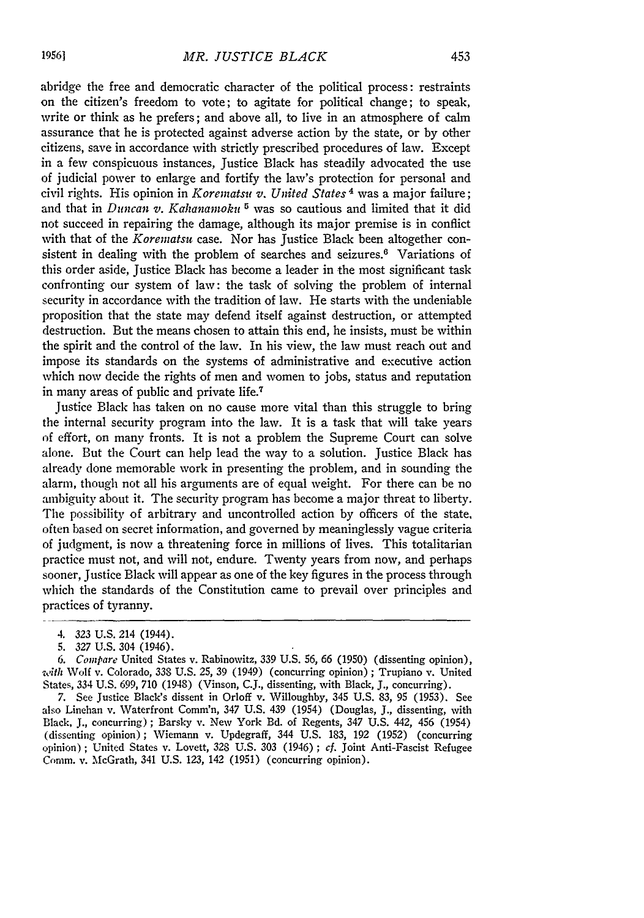abridge the free and democratic character of the political process: restraints on the citizen's freedom to vote; to agitate for political change; to speak, write or think as he prefers; and above all, to live in an atmosphere of calm assurance that he is protected against adverse action by the state, or by other citizens, save in accordance with strictly prescribed procedures of law. Except in a few conspicuous instances, Justice Black has steadily advocated the use of judicial power to enlarge and fortify the law's protection for personal and civil rights. His opinion in *Korematsu v. United States*[4] was a major failure; and that in *Duncan v. Kahanamoku*[5] was so cautious and limited that it did not succeed in repairing the damage, although its major premise is in conflict with that of the *Korematsu* case. Nor has Justice Black been altogether consistent in dealing with the problem of searches and seizures.[6] Variations of this order aside, Justice Black has become a leader in the most significant task confronting our system of law: the task of solving the problem of internal security in accordance with the tradition of law. He starts with the undeniable proposition that the state may defend itself against destruction, or attempted destruction. But the means chosen to attain this end, he insists, must be within the spirit and the control of the law. In his view, the law must reach out and impose its standards on the systems of administrative and executive action which now decide the rights of men and women to jobs, status and reputation in many areas of public and private life.[7]

Justice Black has taken on no cause more vital than this struggle to bring the internal security program into the law. It is a task that will take years of effort, on many fronts. It is not a problem the Supreme Court can solve alone. But the Court can help lead the way to a solution. Justice Black has already done memorable work in presenting the problem, and in sounding the alarm, though not all his arguments are of equal weight. For there can be no ambiguity about it. The security program has become a major threat to liberty. The possibility of arbitrary and uncontrolled action by officers of the state, often based on secret information, and governed by meaninglessly vague criteria of judgment, is now a threatening force in millions of lives. This totalitarian practice must not, and will not, endure. Twenty years from now, and perhaps sooner, Justice Black will appear as one of the key figures in the process through which the standards of the Constitution came to prevail over principles and practices of tyranny.

---

4. 323 U.S. 214 (1944).

5. 327 U.S. 304 (1946).

6. *Compare* United States v. Rabinowitz, 339 U.S. 56, 66 (1950) (dissenting opinion), *with* Wolf v. Colorado, 338 U.S. 25, 39 (1949) (concurring opinion); Trupiano v. United States, 334 U.S. 699, 710 (1948) (Vinson, C.J., dissenting, with Black, J., concurring).

7. See Justice Black's dissent in Orloff v. Willoughby, 345 U.S. 83, 95 (1953). See also Linehan v. Waterfront Comm'n, 347 U.S. 439 (1954) (Douglas, J., dissenting, with Black, J., concurring); Barsky v. New York Bd. of Regents, 347 U.S. 442, 456 (1954) (dissenting opinion); Wiemann v. Updegraff, 344 U.S. 183, 192 (1952) (concurring opinion); United States v. Lovett, 328 U.S. 303 (1946); *cf.* Joint Anti-Fascist Refugee Comm. v. McGrath, 341 U.S. 123, 142 (1951) (concurring opinion).